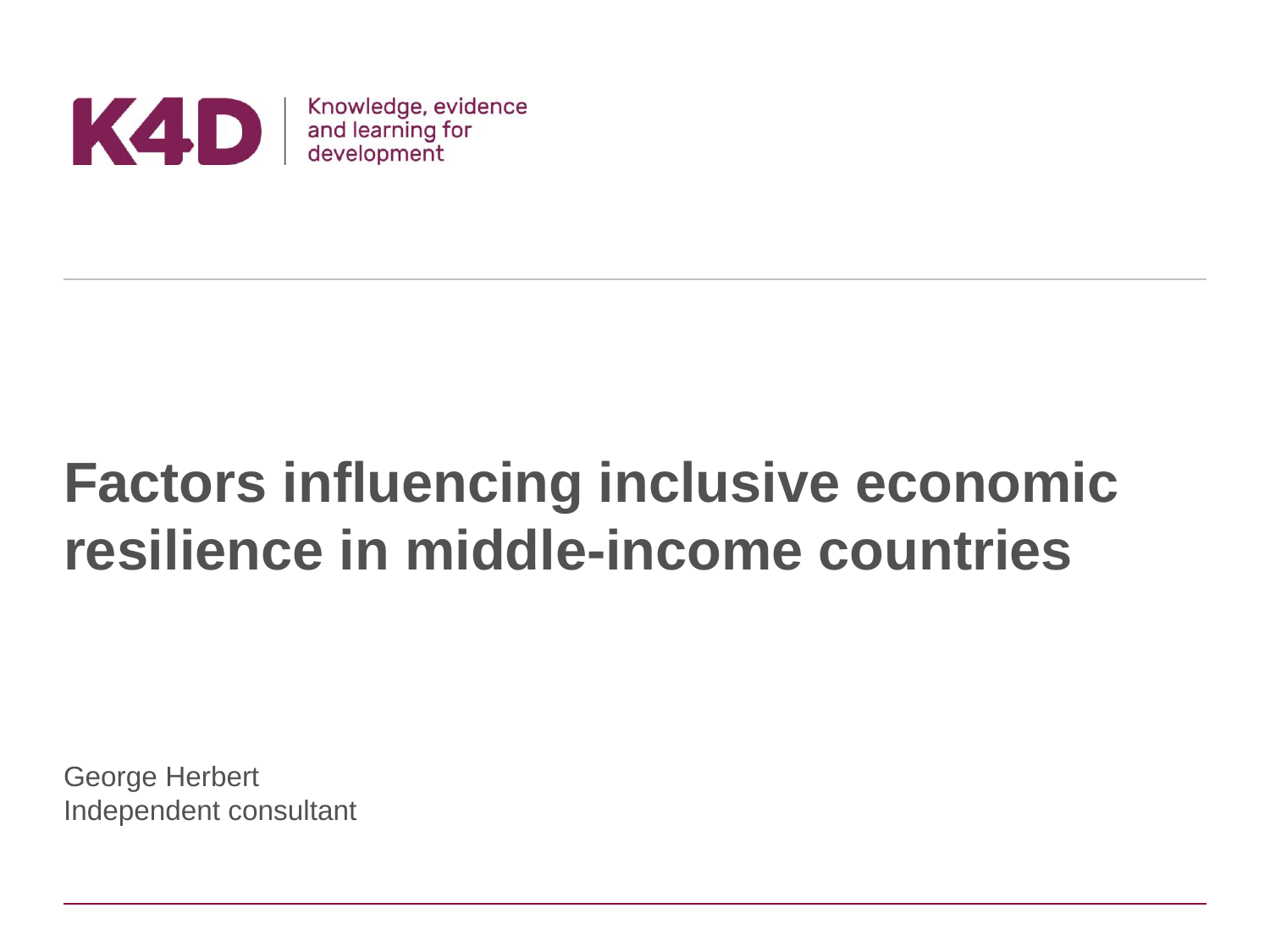K4D | Knowledge, evidence and learning for development

# Factors influencing inclusive economic resilience in middle-income countries

George Herbert
Independent consultant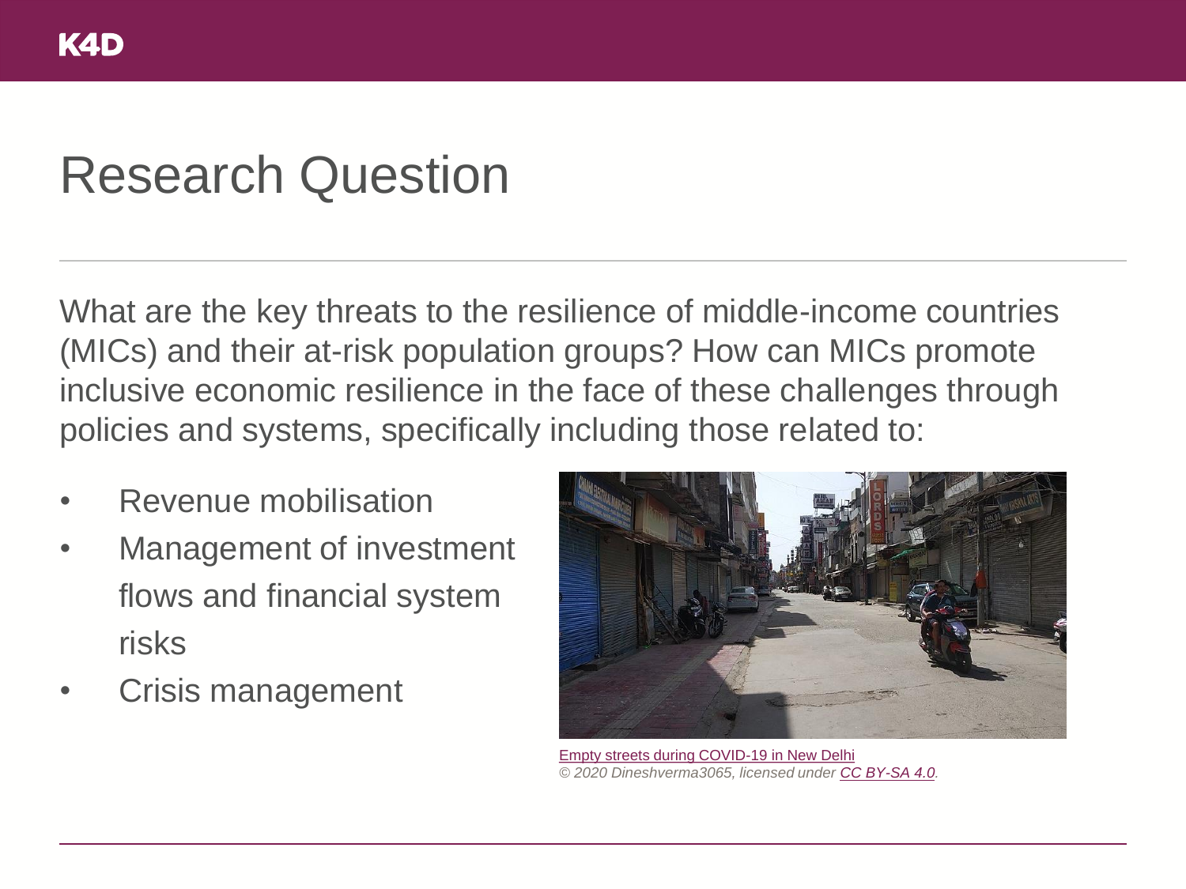# Research Question

What are the key threats to the resilience of middle-income countries (MICs) and their at-risk population groups? How can MICs promote inclusive economic resilience in the face of these challenges through policies and systems, specifically including those related to:

- Revenue mobilisation
- Management of investment flows and financial system risks
- Crisis management

Empty streets during COVID-19 in New Delhi
*© 2020 Dineshverma3065, licensed under CC BY-SA 4.0.*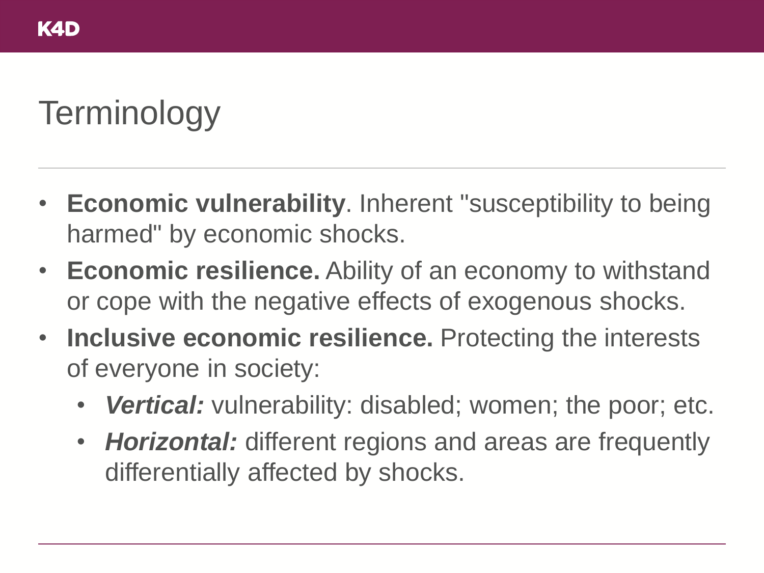# Terminology

- **Economic vulnerability**. Inherent "susceptibility to being harmed" by economic shocks.
- **Economic resilience.** Ability of an economy to withstand or cope with the negative effects of exogenous shocks.
- **Inclusive economic resilience.** Protecting the interests of everyone in society:
  - ***Vertical:*** vulnerability: disabled; women; the poor; etc.
  - ***Horizontal:*** different regions and areas are frequently differentially affected by shocks.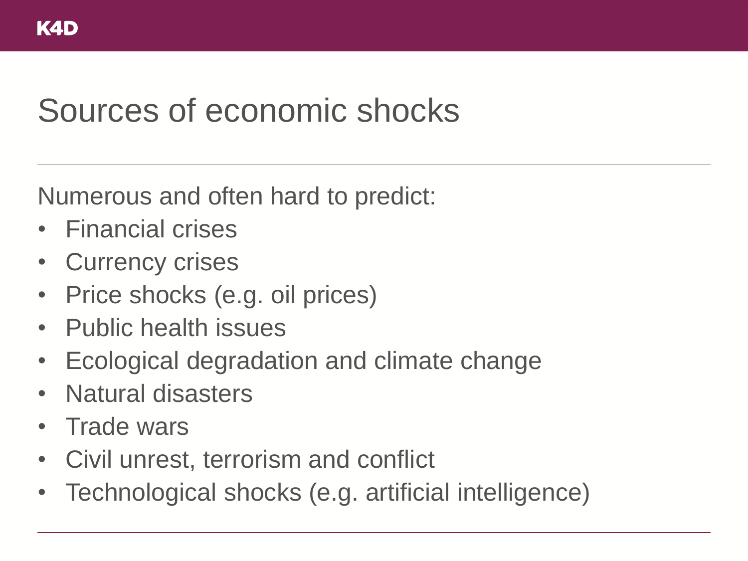# Sources of economic shocks

Numerous and often hard to predict:

- Financial crises
- Currency crises
- Price shocks (e.g. oil prices)
- Public health issues
- Ecological degradation and climate change
- Natural disasters
- Trade wars
- Civil unrest, terrorism and conflict
- Technological shocks (e.g. artificial intelligence)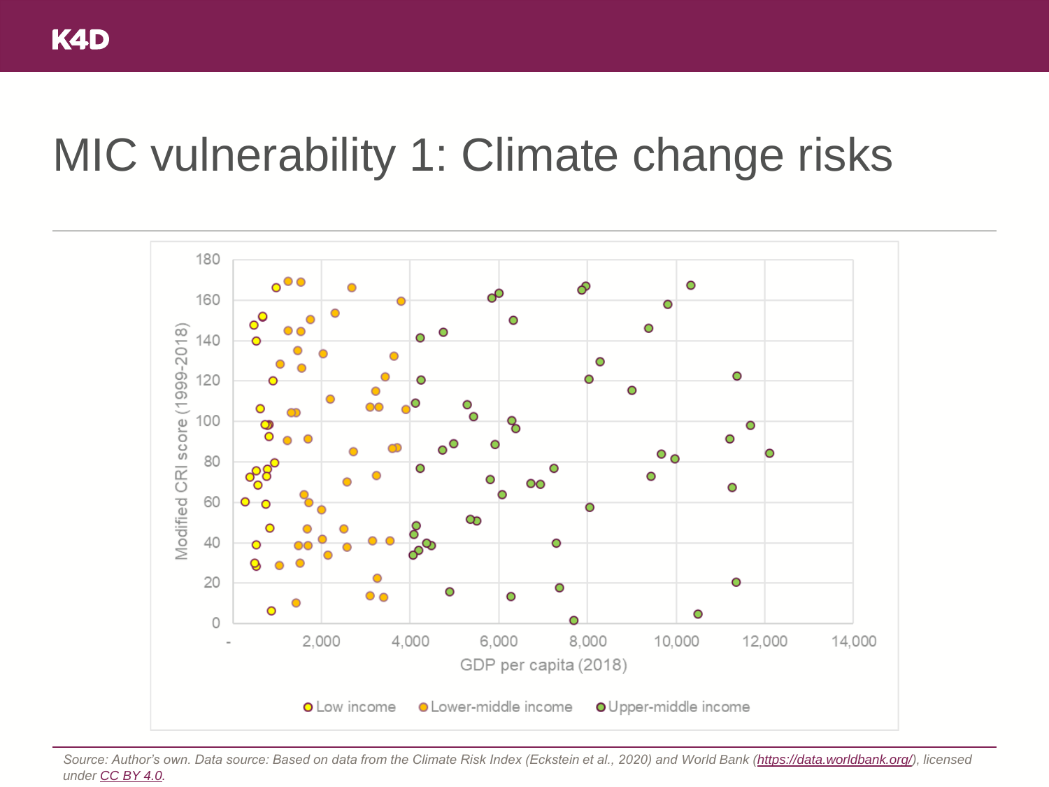# MIC vulnerability 1: Climate change risks

Modified CRI score (1999-2018)

GDP per capita (2018)

Low income · Lower-middle income · Upper-middle income

*Source: Author's own. Data source: Based on data from the Climate Risk Index (Eckstein et al., 2020) and World Bank (https://data.worldbank.org/), licensed under CC BY 4.0.*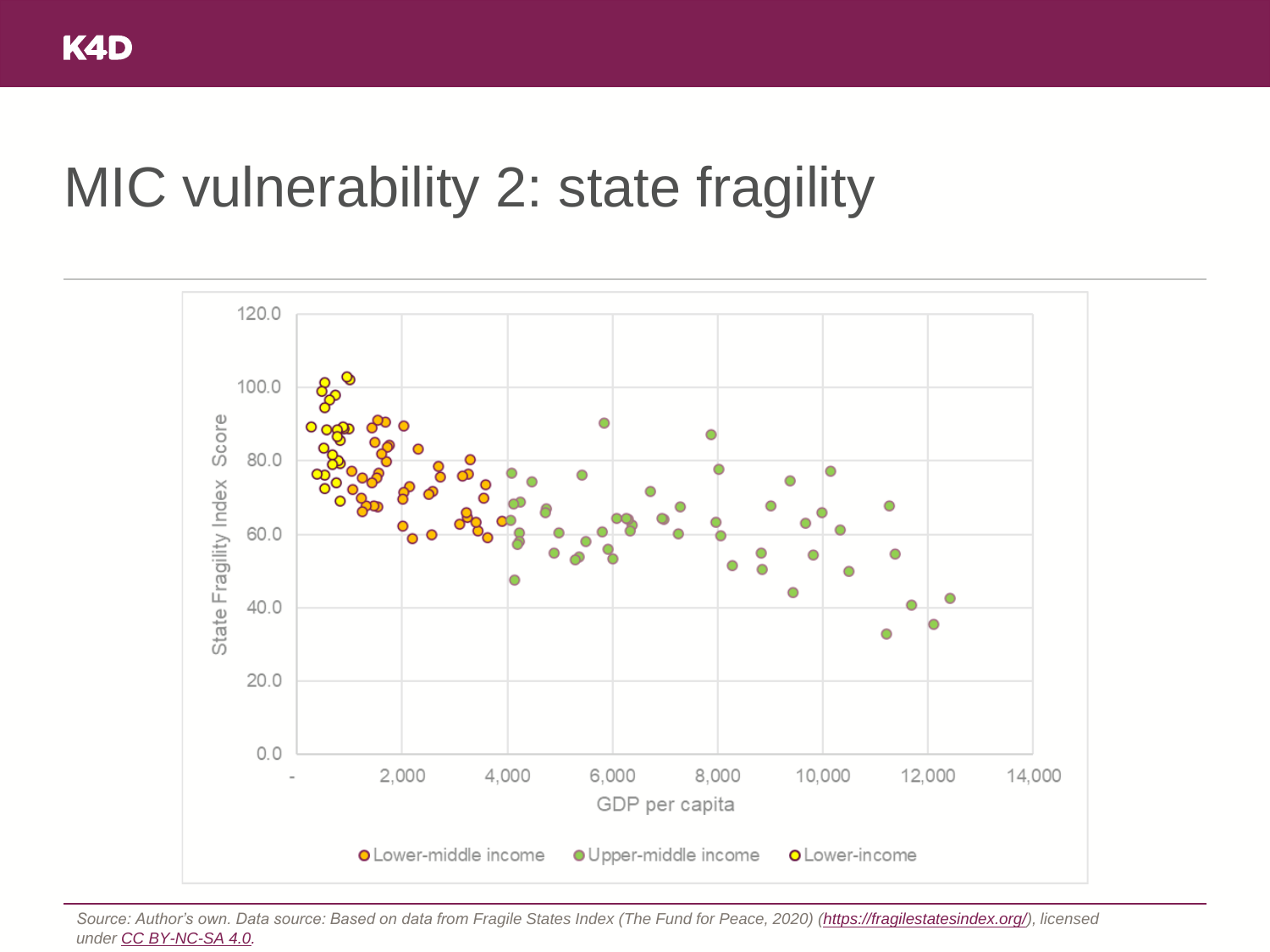# MIC vulnerability 2: state fragility

Source: Author's own. Data source: Based on data from Fragile States Index (The Fund for Peace, 2020) (https://fragilestatesindex.org/), licensed under CC BY-NC-SA 4.0.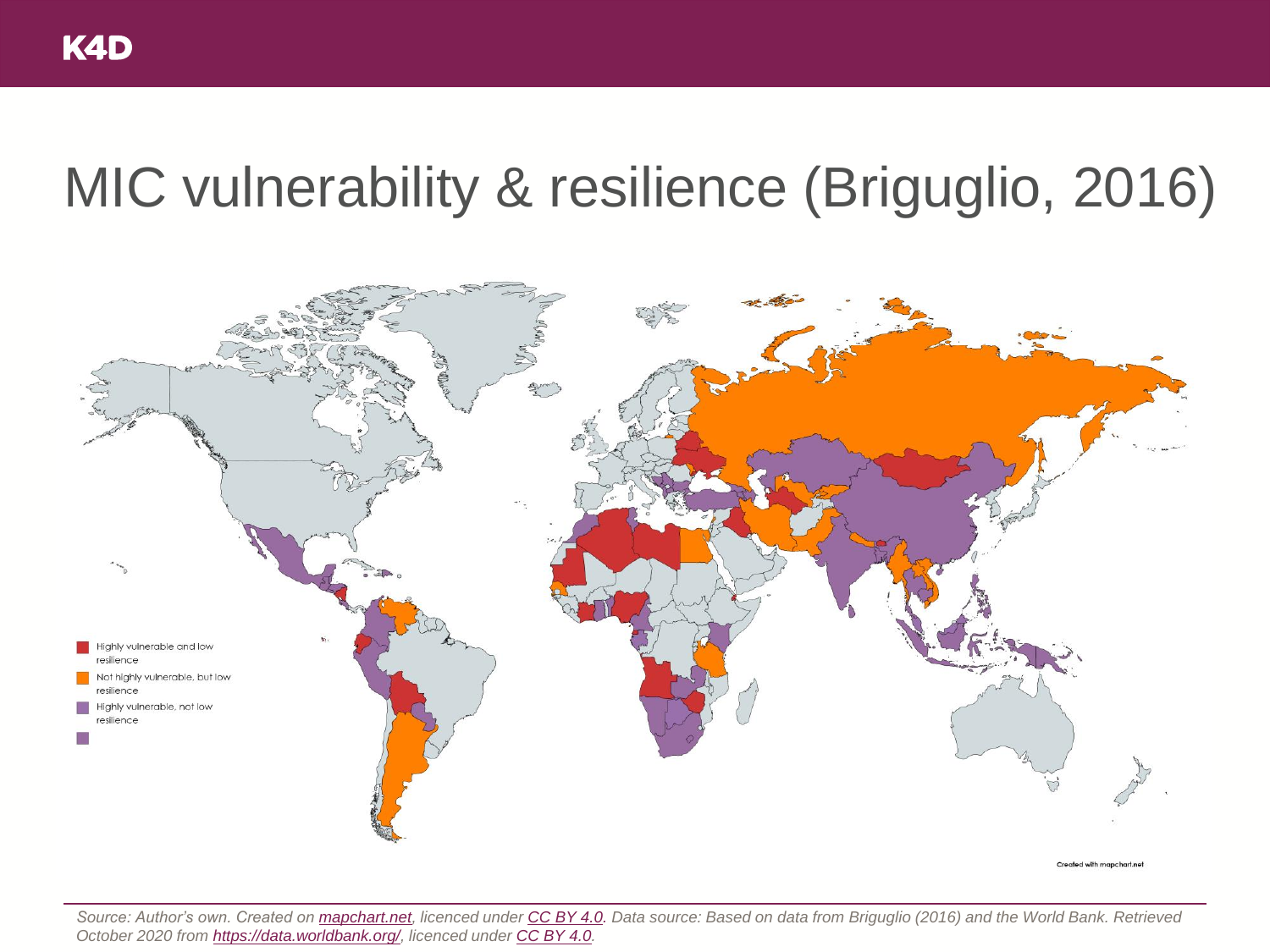# MIC vulnerability & resilience (Briguglio, 2016)

- Highly vulnerable and low resilience
- Not highly vulnerable, but low resilience
- Highly vulnerable, not low resilience

Created with mapchart.net

*Source: Author's own. Created on [mapchart.net](https://mapchart.net), licenced under [CC BY 4.0](https://creativecommons.org/licenses/by/4.0/). Data source: Based on data from Briguglio (2016) and the World Bank. Retrieved October 2020 from [https://data.worldbank.org/](https://data.worldbank.org/), licenced under [CC BY 4.0](https://creativecommons.org/licenses/by/4.0/).*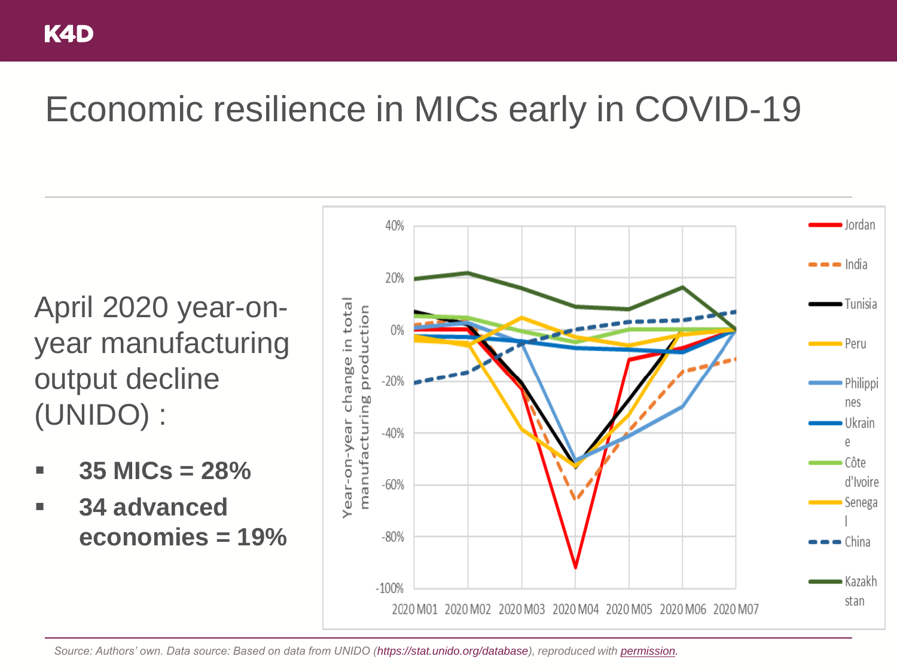# Economic resilience in MICs early in COVID-19

April 2020 year-on-year manufacturing output decline (UNIDO) :

- **35 MICs = 28%**
- **34 advanced economies = 19%**

*Source: Authors' own. Data source: Based on data from UNIDO (https://stat.unido.org/database), reproduced with permission.*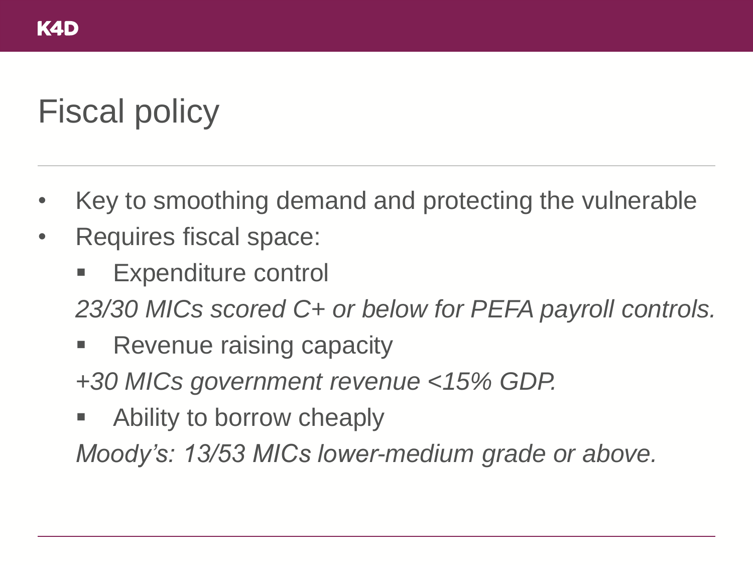# Fiscal policy

- Key to smoothing demand and protecting the vulnerable
- Requires fiscal space:
  - Expenditure control

    *23/30 MICs scored C+ or below for PEFA payroll controls.*
  - Revenue raising capacity

    *+30 MICs government revenue <15% GDP.*
  - Ability to borrow cheaply

    *Moody's: 13/53 MICs lower-medium grade or above.*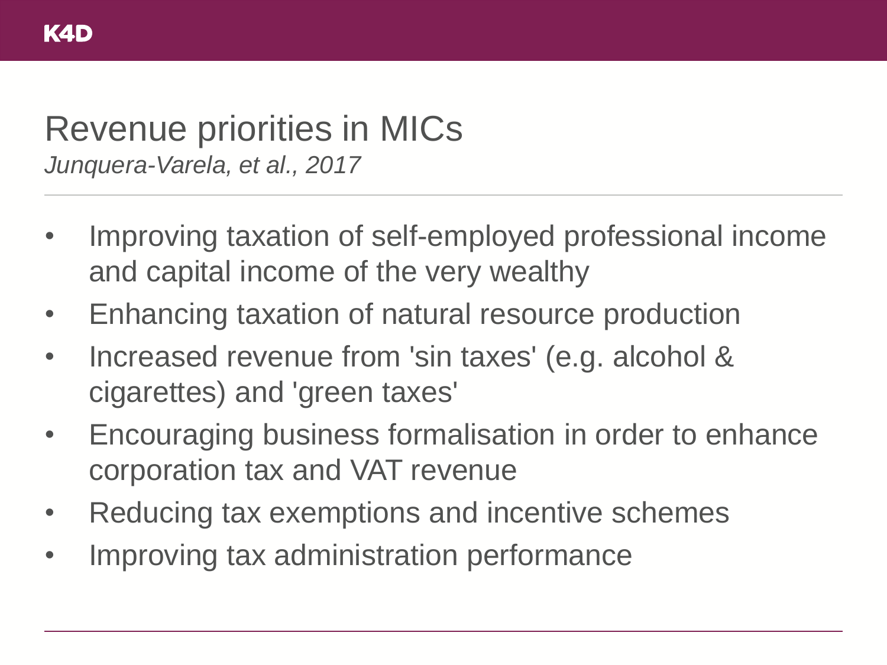# Revenue priorities in MICs

*Junquera-Varela, et al., 2017*

- Improving taxation of self-employed professional income and capital income of the very wealthy
- Enhancing taxation of natural resource production
- Increased revenue from 'sin taxes' (e.g. alcohol & cigarettes) and 'green taxes'
- Encouraging business formalisation in order to enhance corporation tax and VAT revenue
- Reducing tax exemptions and incentive schemes
- Improving tax administration performance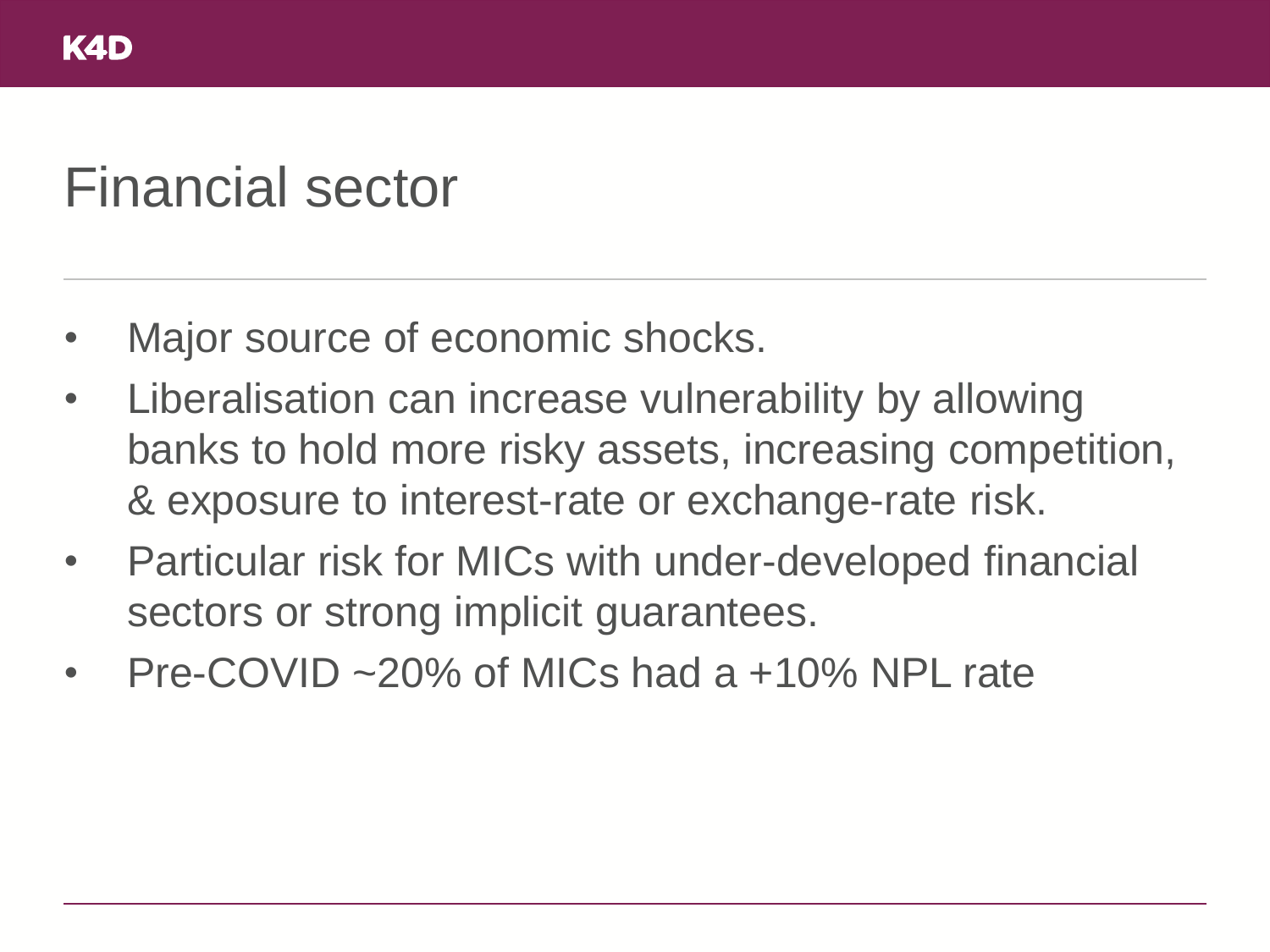# Financial sector

- Major source of economic shocks.
- Liberalisation can increase vulnerability by allowing banks to hold more risky assets, increasing competition, & exposure to interest-rate or exchange-rate risk.
- Particular risk for MICs with under-developed financial sectors or strong implicit guarantees.
- Pre-COVID ~20% of MICs had a +10% NPL rate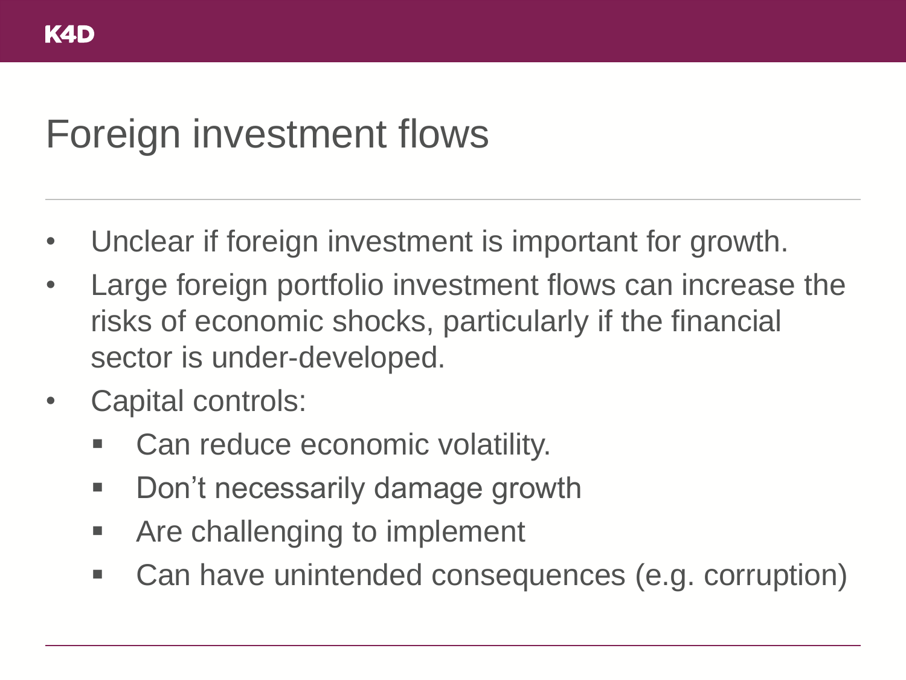# Foreign investment flows

- Unclear if foreign investment is important for growth.
- Large foreign portfolio investment flows can increase the risks of economic shocks, particularly if the financial sector is under-developed.
- Capital controls:
  - Can reduce economic volatility.
  - Don’t necessarily damage growth
  - Are challenging to implement
  - Can have unintended consequences (e.g. corruption)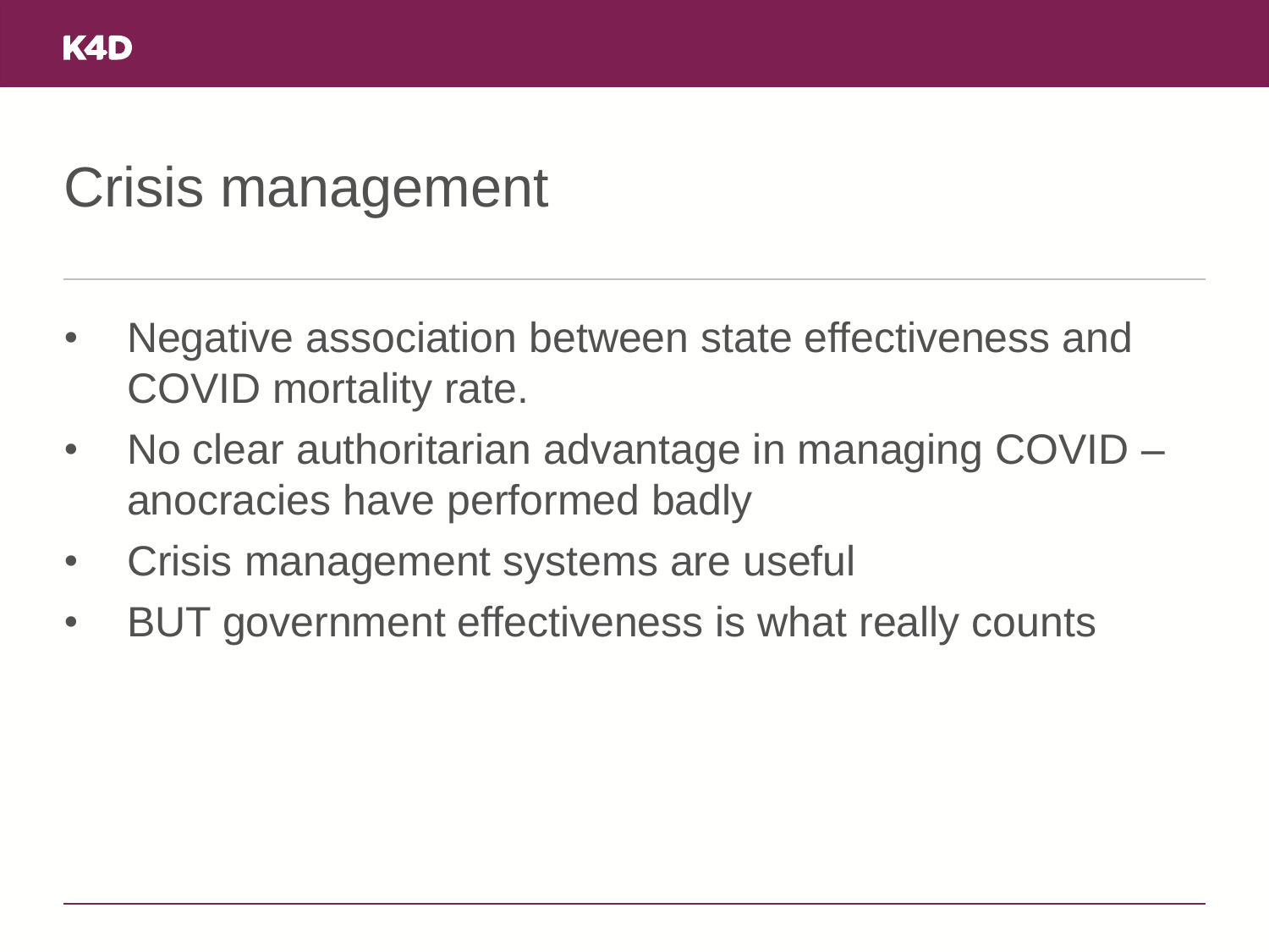# Crisis management

- Negative association between state effectiveness and COVID mortality rate.
- No clear authoritarian advantage in managing COVID – anocracies have performed badly
- Crisis management systems are useful
- BUT government effectiveness is what really counts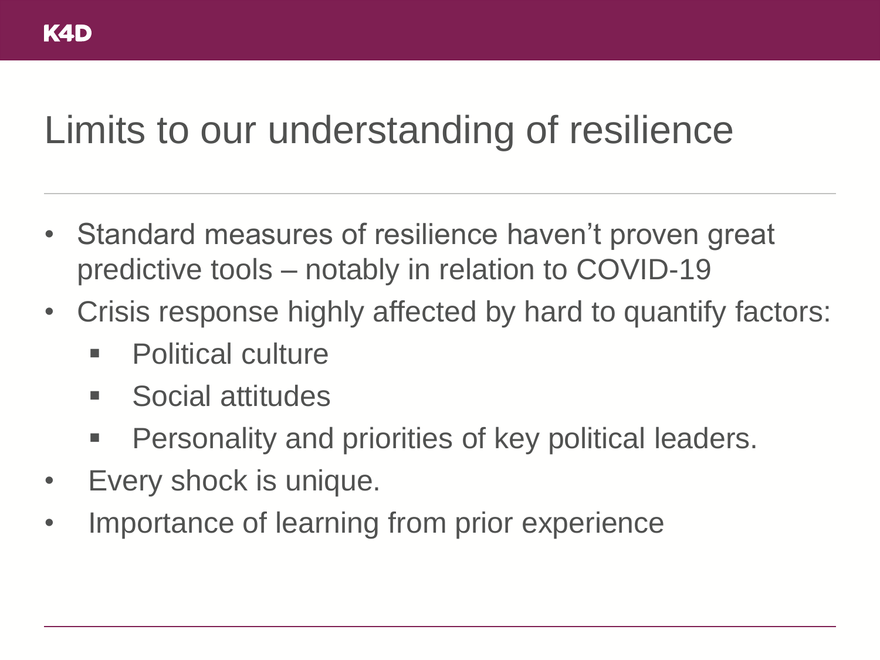# Limits to our understanding of resilience

- Standard measures of resilience haven't proven great predictive tools – notably in relation to COVID-19
- Crisis response highly affected by hard to quantify factors:
  - Political culture
  - Social attitudes
  - Personality and priorities of key political leaders.
- Every shock is unique.
- Importance of learning from prior experience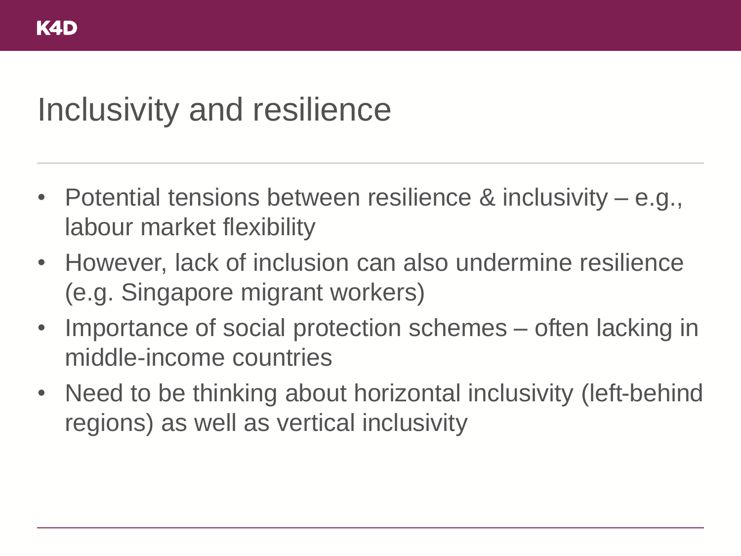# Inclusivity and resilience

- Potential tensions between resilience & inclusivity – e.g., labour market flexibility
- However, lack of inclusion can also undermine resilience (e.g. Singapore migrant workers)
- Importance of social protection schemes – often lacking in middle-income countries
- Need to be thinking about horizontal inclusivity (left-behind regions) as well as vertical inclusivity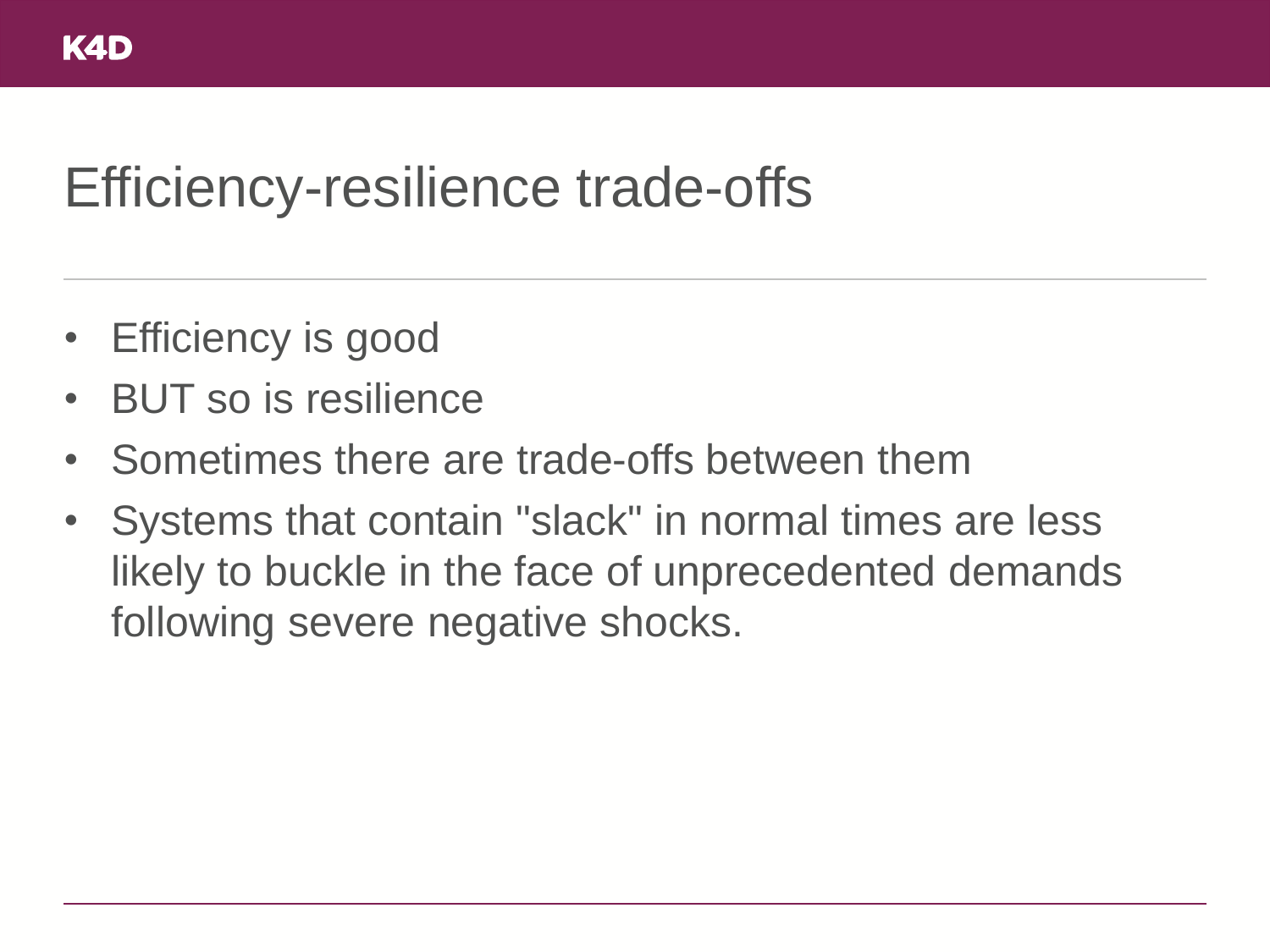# Efficiency-resilience trade-offs

- Efficiency is good
- BUT so is resilience
- Sometimes there are trade-offs between them
- Systems that contain "slack" in normal times are less likely to buckle in the face of unprecedented demands following severe negative shocks.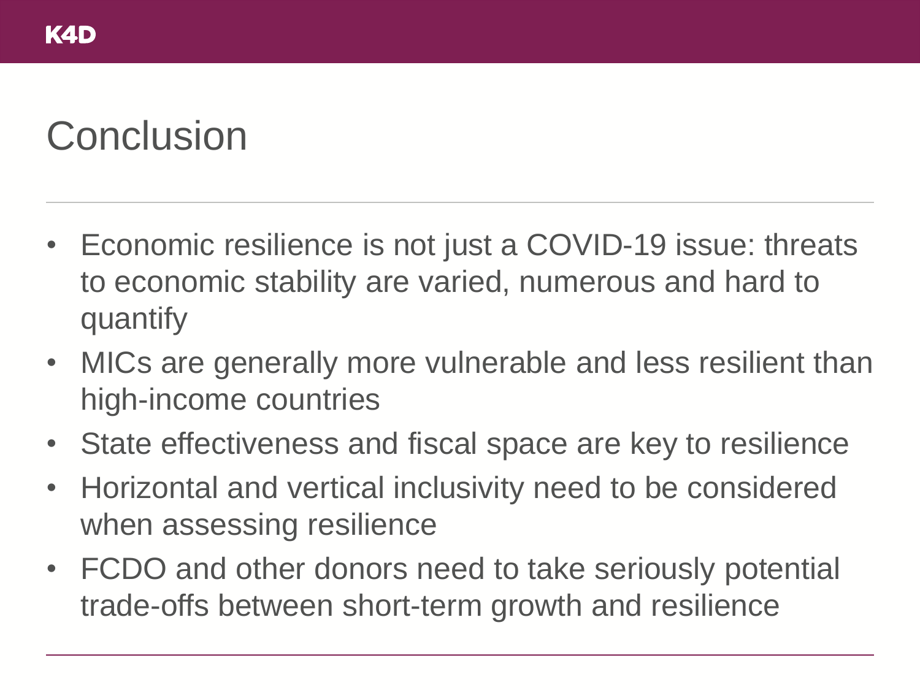# Conclusion

- Economic resilience is not just a COVID-19 issue: threats to economic stability are varied, numerous and hard to quantify
- MICs are generally more vulnerable and less resilient than high-income countries
- State effectiveness and fiscal space are key to resilience
- Horizontal and vertical inclusivity need to be considered when assessing resilience
- FCDO and other donors need to take seriously potential trade-offs between short-term growth and resilience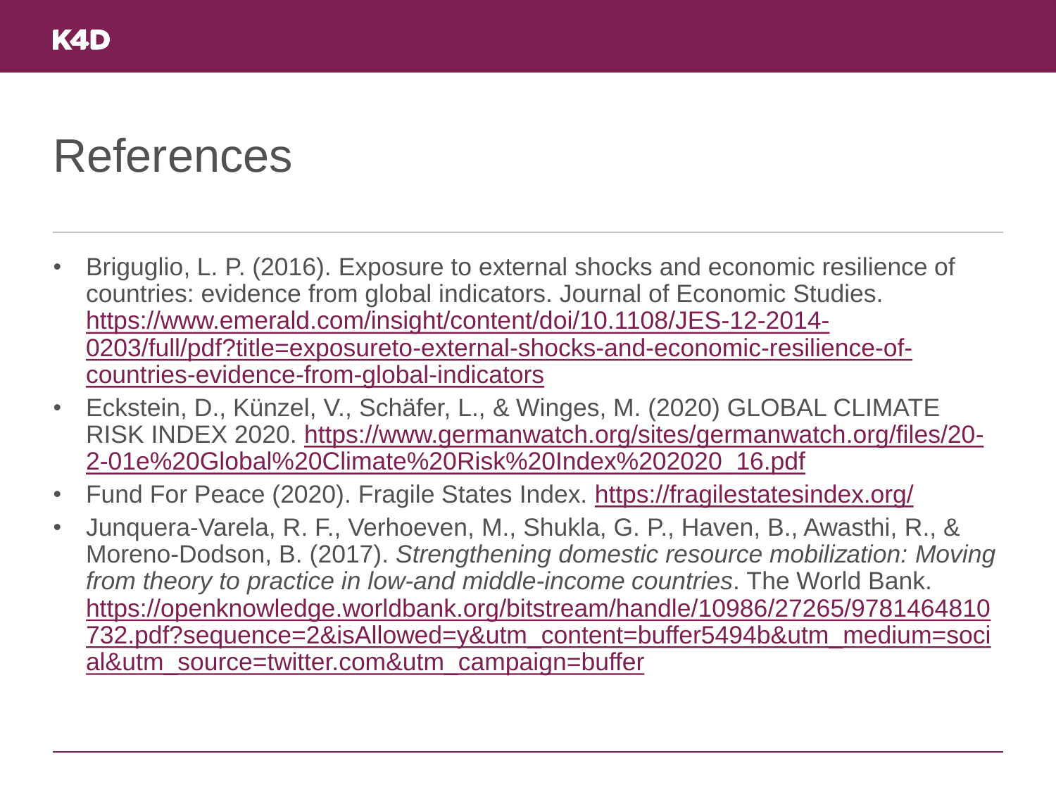# References

- Briguglio, L. P. (2016). Exposure to external shocks and economic resilience of countries: evidence from global indicators. Journal of Economic Studies. https://www.emerald.com/insight/content/doi/10.1108/JES-12-2014-0203/full/pdf?title=exposureto-external-shocks-and-economic-resilience-of-countries-evidence-from-global-indicators
- Eckstein, D., Künzel, V., Schäfer, L., & Winges, M. (2020) GLOBAL CLIMATE RISK INDEX 2020. https://www.germanwatch.org/sites/germanwatch.org/files/20-2-01e%20Global%20Climate%20Risk%20Index%202020_16.pdf
- Fund For Peace (2020). Fragile States Index. https://fragilestatesindex.org/
- Junquera-Varela, R. F., Verhoeven, M., Shukla, G. P., Haven, B., Awasthi, R., & Moreno-Dodson, B. (2017). *Strengthening domestic resource mobilization: Moving from theory to practice in low-and middle-income countries*. The World Bank. https://openknowledge.worldbank.org/bitstream/handle/10986/27265/9781464810732.pdf?sequence=2&isAllowed=y&utm_content=buffer5494b&utm_medium=social&utm_source=twitter.com&utm_campaign=buffer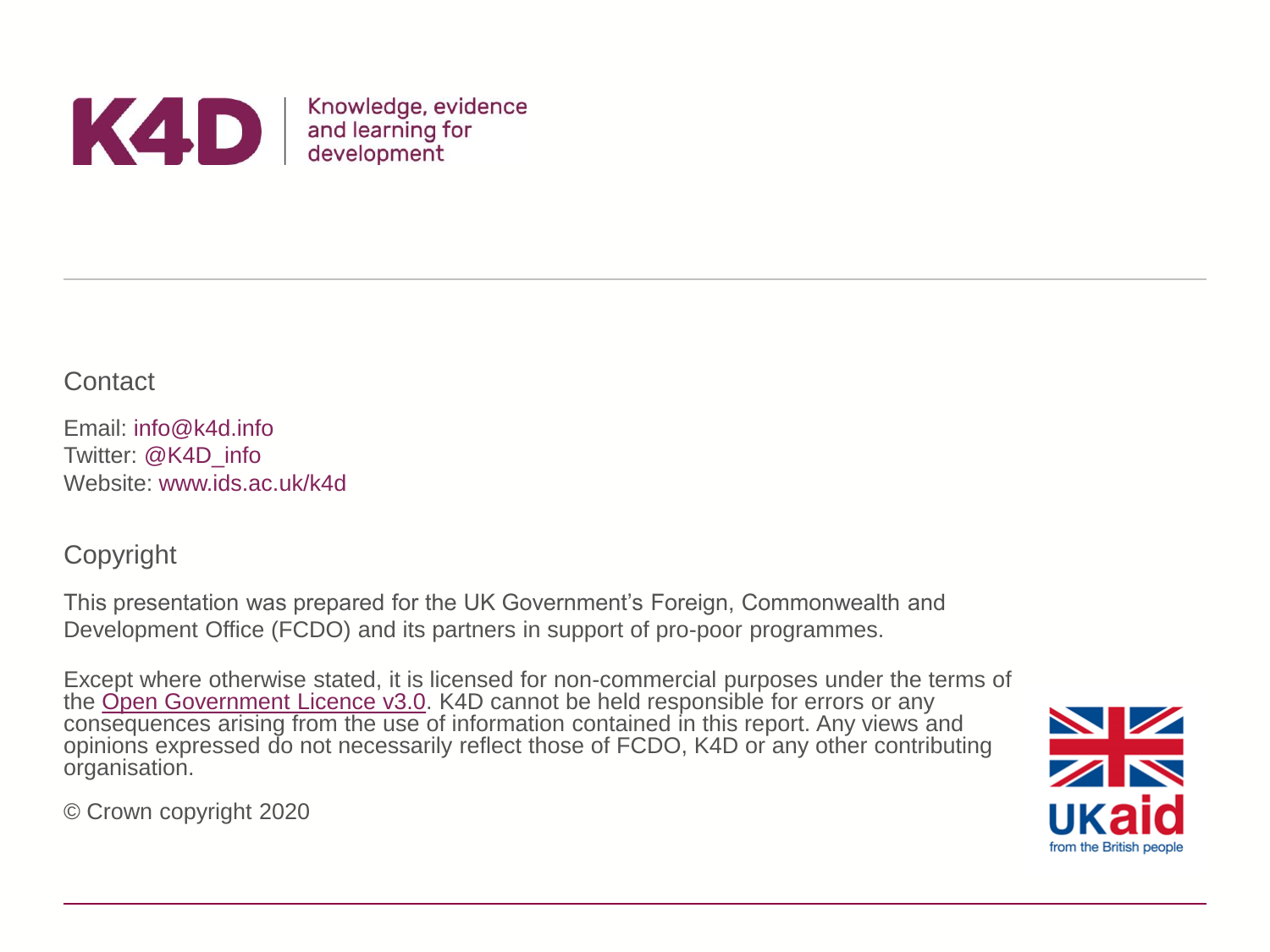K4D | Knowledge, evidence and learning for development

## Contact

Email: info@k4d.info
Twitter: @K4D_info
Website: www.ids.ac.uk/k4d

## Copyright

This presentation was prepared for the UK Government's Foreign, Commonwealth and Development Office (FCDO) and its partners in support of pro-poor programmes.

Except where otherwise stated, it is licensed for non-commercial purposes under the terms of the Open Government Licence v3.0. K4D cannot be held responsible for errors or any consequences arising from the use of information contained in this report. Any views and opinions expressed do not necessarily reflect those of FCDO, K4D or any other contributing organisation.

© Crown copyright 2020

UKaid
from the British people